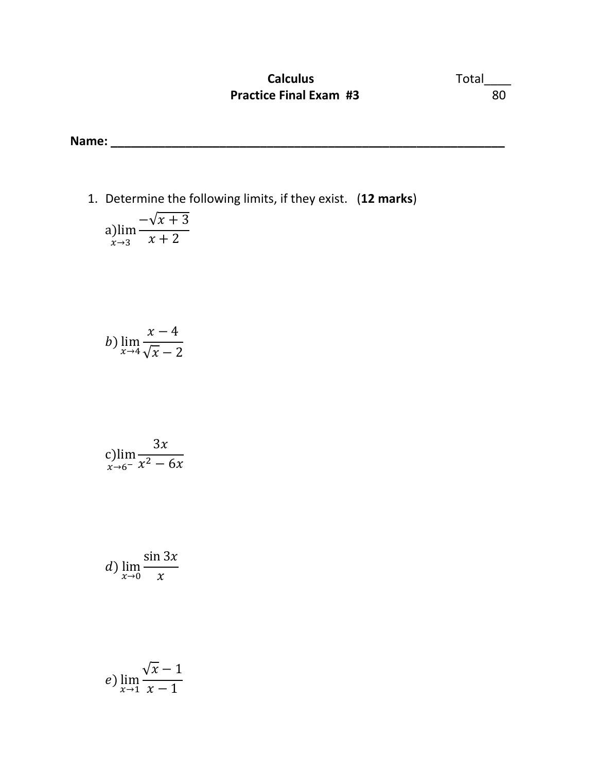**Calculus**
**Practice Final Exam #3**

Total____
80

**Name: ___________________________________________________________**

1. Determine the following limits, if they exist. (**12 marks**)

a) $\lim\limits_{x\to 3}\dfrac{-\sqrt{x+3}}{x+2}$

b) $\lim\limits_{x\to 4}\dfrac{x-4}{\sqrt{x}-2}$

c) $\lim\limits_{x\to 6^-}\dfrac{3x}{x^2-6x}$

d) $\lim\limits_{x\to 0}\dfrac{\sin 3x}{x}$

e) $\lim\limits_{x\to 1}\dfrac{\sqrt{x}-1}{x-1}$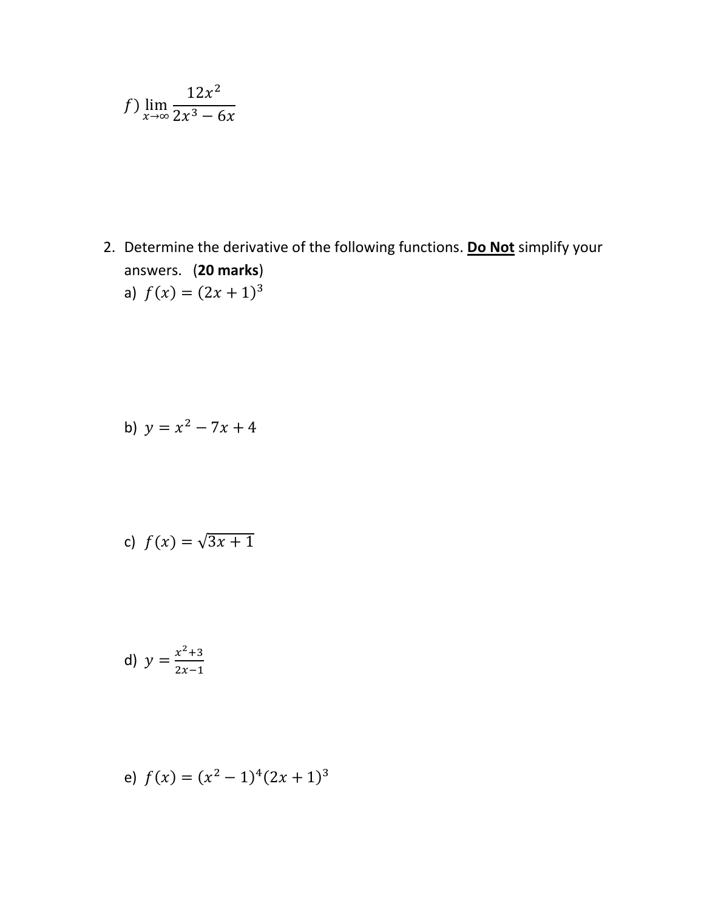f) $\lim_{x \to \infty} \frac{12x^2}{2x^3 - 6x}$

2. Determine the derivative of the following functions. **<u>Do Not</u>** simplify your answers. (**20 marks**)

   a) $f(x) = (2x + 1)^3$

   b) $y = x^2 - 7x + 4$

   c) $f(x) = \sqrt{3x + 1}$

   d) $y = \frac{x^2+3}{2x-1}$

   e) $f(x) = (x^2 - 1)^4(2x + 1)^3$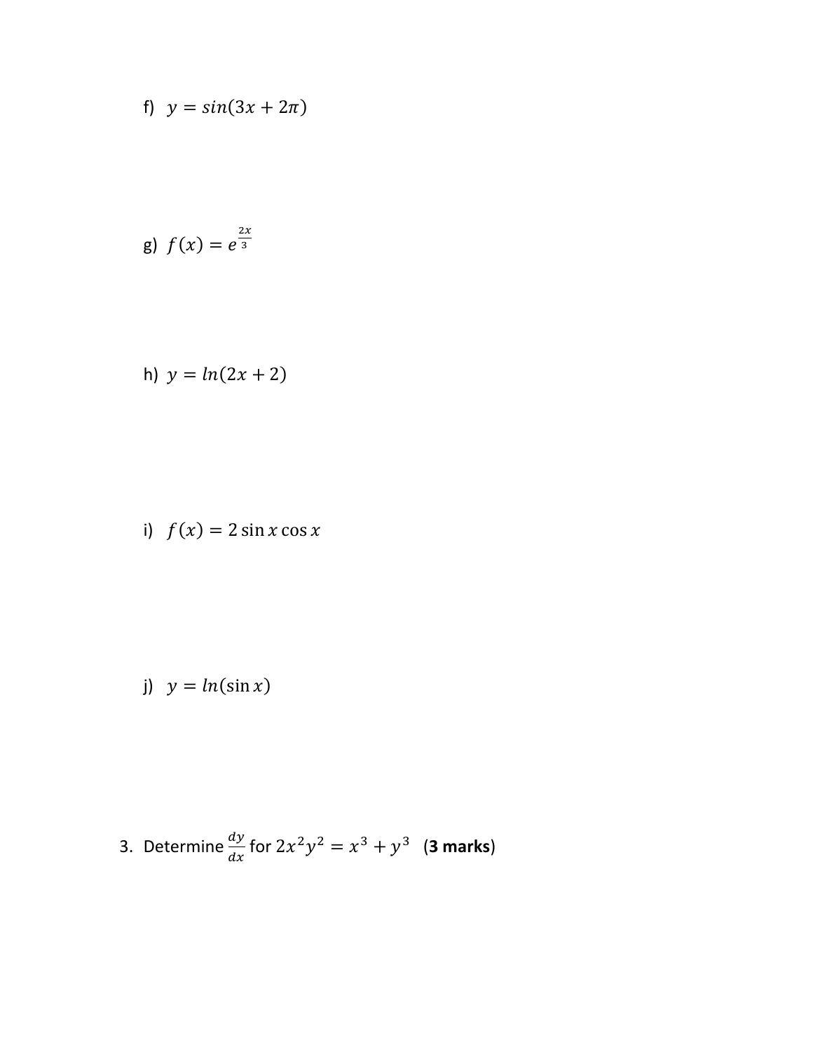f) $y = sin(3x + 2\pi)$

g) $f(x) = e^{\frac{2x}{3}}$

h) $y = ln(2x + 2)$

i) $f(x) = 2 \sin x \cos x$

j) $y = ln(\sin x)$

3. Determine $\frac{dy}{dx}$ for $2x^2y^2 = x^3 + y^3$ (**3 marks**)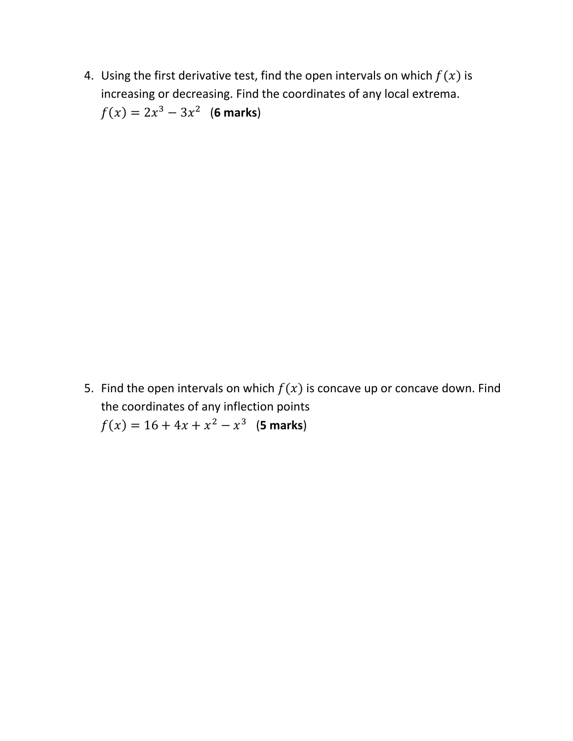4. Using the first derivative test, find the open intervals on which $f(x)$ is increasing or decreasing. Find the coordinates of any local extrema.
   $f(x) = 2x^3 - 3x^2$ (**6 marks**)

5. Find the open intervals on which $f(x)$ is concave up or concave down. Find the coordinates of any inflection points
   $f(x) = 16 + 4x + x^2 - x^3$ (**5 marks**)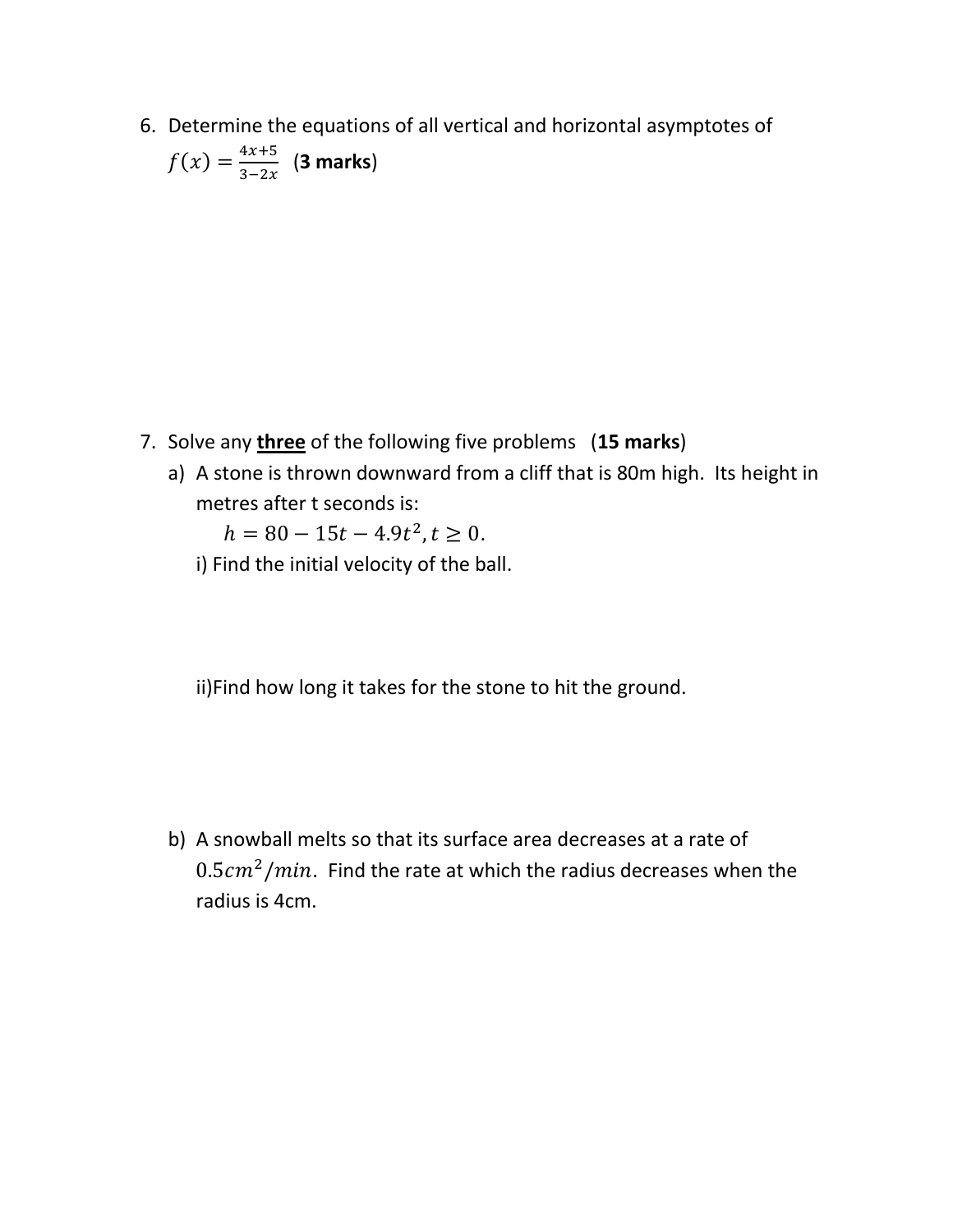6. Determine the equations of all vertical and horizontal asymptotes of $f(x) = \frac{4x+5}{3-2x}$ (**3 marks**)

7. Solve any **three** of the following five problems (**15 marks**)

   a) A stone is thrown downward from a cliff that is 80m high. Its height in metres after t seconds is:

      $h = 80 - 15t - 4.9t^2, t \geq 0.$

      i) Find the initial velocity of the ball.

      ii)Find how long it takes for the stone to hit the ground.

   b) A snowball melts so that its surface area decreases at a rate of $0.5cm^2/min$. Find the rate at which the radius decreases when the radius is 4cm.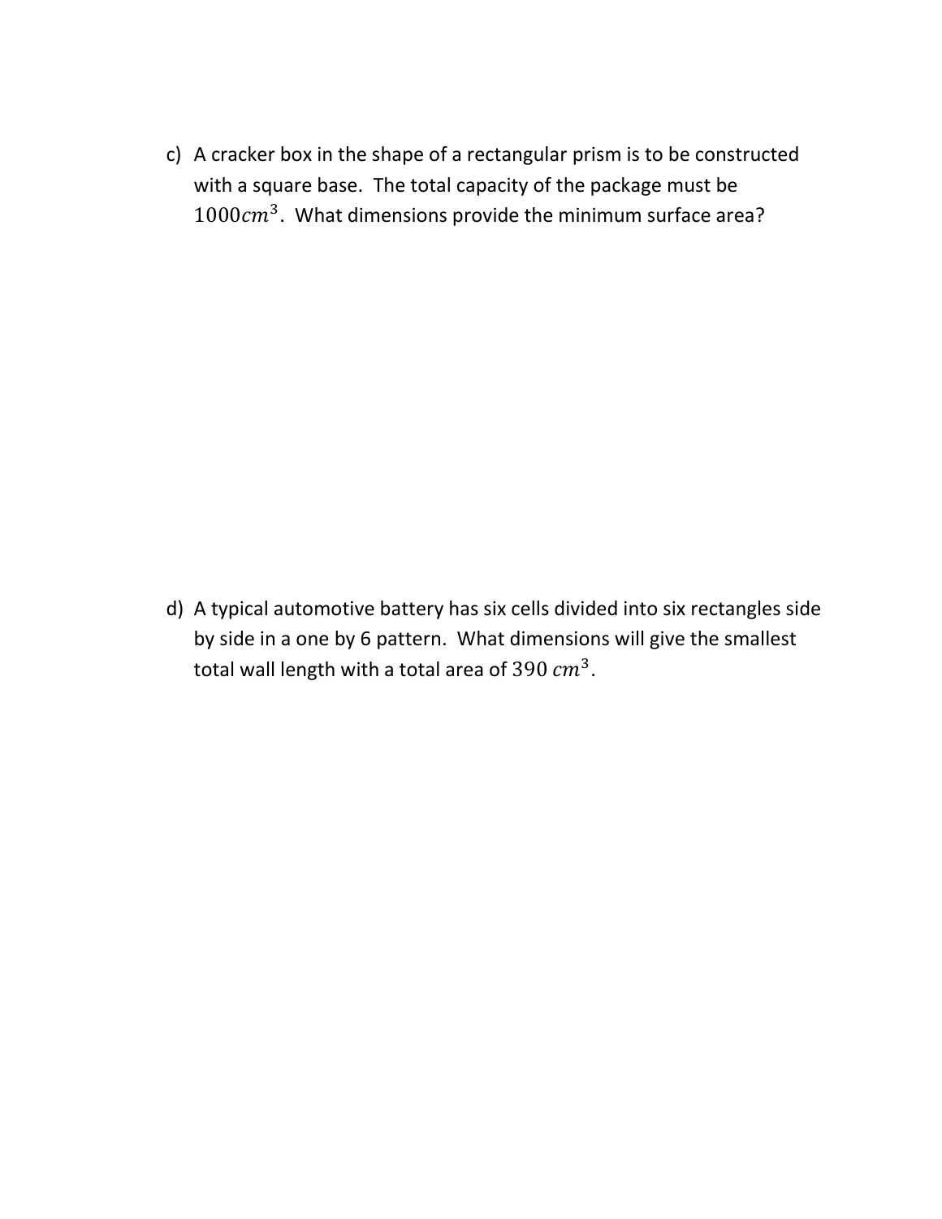c) A cracker box in the shape of a rectangular prism is to be constructed with a square base. The total capacity of the package must be $1000cm^3$. What dimensions provide the minimum surface area?

d) A typical automotive battery has six cells divided into six rectangles side by side in a one by 6 pattern. What dimensions will give the smallest total wall length with a total area of $390\ cm^3$.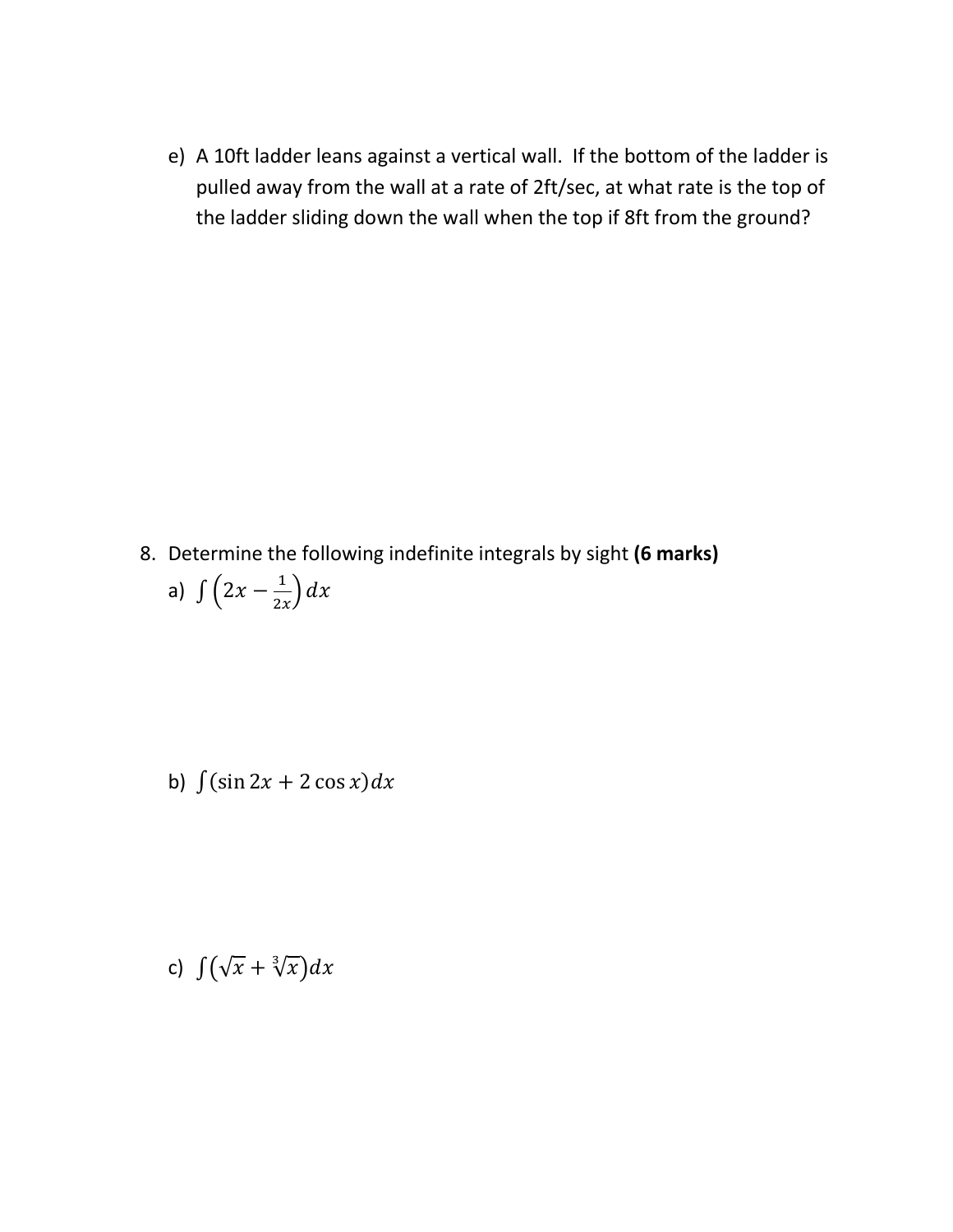e) A 10ft ladder leans against a vertical wall. If the bottom of the ladder is pulled away from the wall at a rate of 2ft/sec, at what rate is the top of the ladder sliding down the wall when the top if 8ft from the ground?

8. Determine the following indefinite integrals by sight **(6 marks)**

a) $\int \left(2x - \frac{1}{2x}\right) dx$

b) $\int (\sin 2x + 2\cos x) dx$

c) $\int \left(\sqrt{x} + \sqrt[3]{x}\right) dx$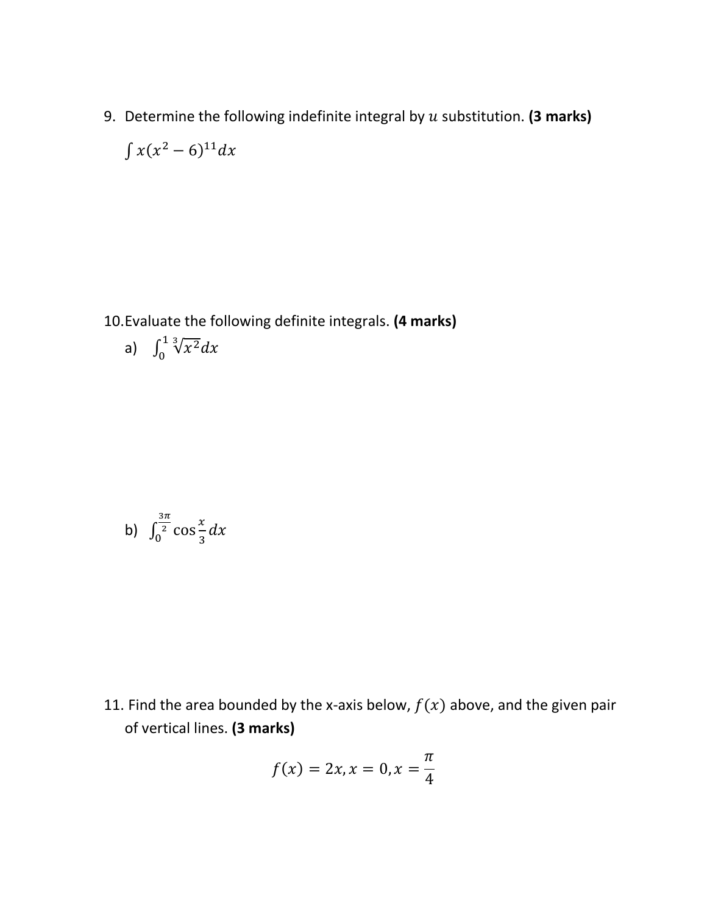9. Determine the following indefinite integral by $u$ substitution. **(3 marks)**

   $\int x(x^2 - 6)^{11} dx$

10. Evaluate the following definite integrals. **(4 marks)**

    a) $\int_0^1 \sqrt[3]{x^2} dx$

    b) $\int_0^{\frac{3\pi}{2}} \cos\frac{x}{3} dx$

11. Find the area bounded by the x-axis below, $f(x)$ above, and the given pair of vertical lines. **(3 marks)**

$$f(x) = 2x, x = 0, x = \frac{\pi}{4}$$